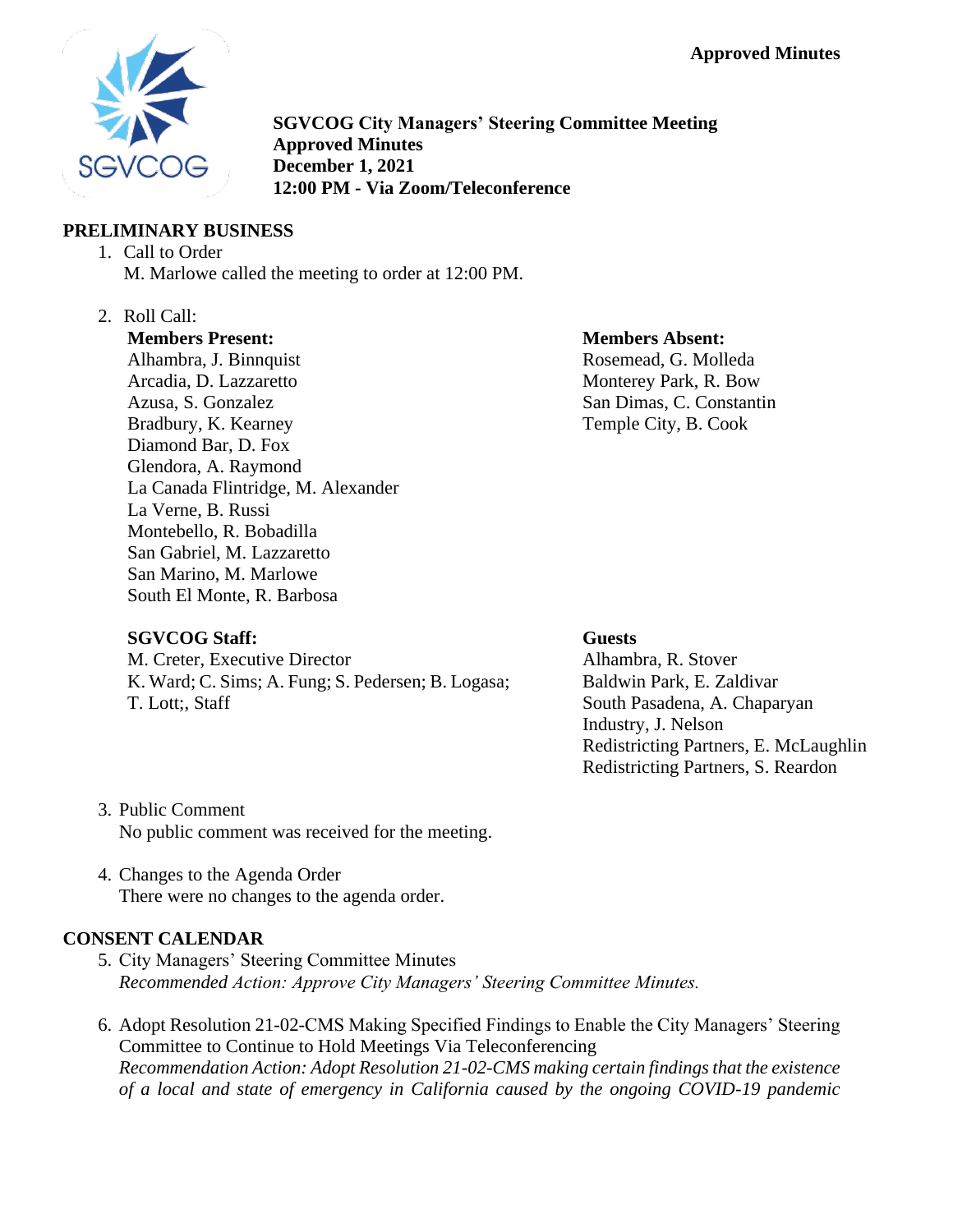**Approved Minutes**

**SGVCOG City Managers' Steering Committee Meeting**
**Approved Minutes**
**December 1, 2021**
**12:00 PM - Via Zoom/Teleconference**

## PRELIMINARY BUSINESS

1. Call to Order
   M. Marlowe called the meeting to order at 12:00 PM.

2. Roll Call:

   **Members Present:**
   Alhambra, J. Binnquist
   Arcadia, D. Lazzaretto
   Azusa, S. Gonzalez
   Bradbury, K. Kearney
   Diamond Bar, D. Fox
   Glendora, A. Raymond
   La Canada Flintridge, M. Alexander
   La Verne, B. Russi
   Montebello, R. Bobadilla
   San Gabriel, M. Lazzaretto
   San Marino, M. Marlowe
   South El Monte, R. Barbosa

   **Members Absent:**
   Rosemead, G. Molleda
   Monterey Park, R. Bow
   San Dimas, C. Constantin
   Temple City, B. Cook

   **SGVCOG Staff:**
   M. Creter, Executive Director
   K. Ward; C. Sims; A. Fung; S. Pedersen; B. Logasa; T. Lott;, Staff

   **Guests**
   Alhambra, R. Stover
   Baldwin Park, E. Zaldivar
   South Pasadena, A. Chaparyan
   Industry, J. Nelson
   Redistricting Partners, E. McLaughlin
   Redistricting Partners, S. Reardon

3. Public Comment
   No public comment was received for the meeting.

4. Changes to the Agenda Order
   There were no changes to the agenda order.

## CONSENT CALENDAR

5. City Managers' Steering Committee Minutes
   *Recommended Action: Approve City Managers' Steering Committee Minutes.*

6. Adopt Resolution 21-02-CMS Making Specified Findings to Enable the City Managers' Steering Committee to Continue to Hold Meetings Via Teleconferencing
   *Recommendation Action: Adopt Resolution 21-02-CMS making certain findings that the existence of a local and state of emergency in California caused by the ongoing COVID-19 pandemic*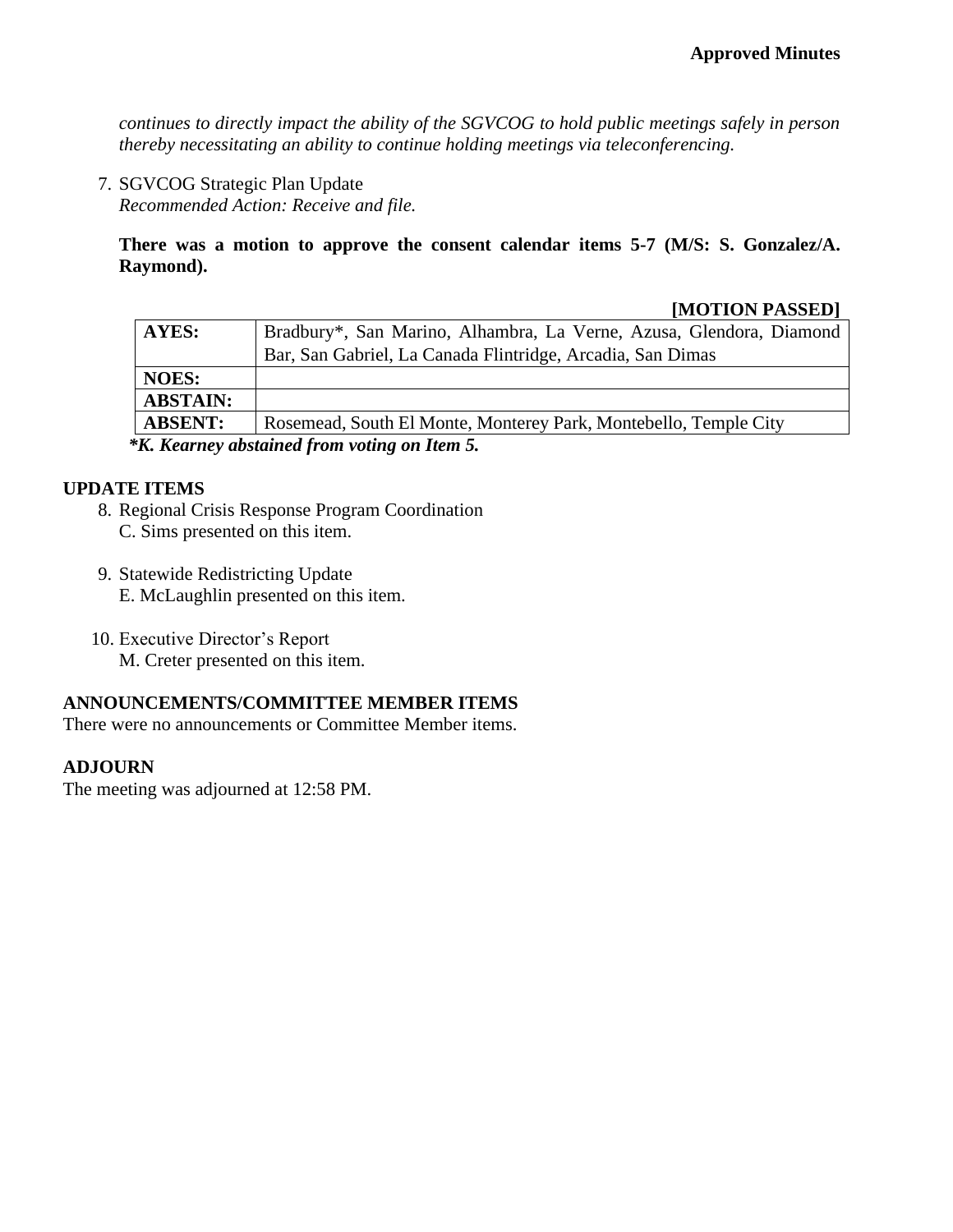*continues to directly impact the ability of the SGVCOG to hold public meetings safely in person thereby necessitating an ability to continue holding meetings via teleconferencing.*

7. SGVCOG Strategic Plan Update
   *Recommended Action: Receive and file.*

   **There was a motion to approve the consent calendar items 5-7 (M/S: S. Gonzalez/A. Raymond).**

**[MOTION PASSED]**

| | |
|---|---|
| **AYES:** | Bradbury*, San Marino, Alhambra, La Verne, Azusa, Glendora, Diamond Bar, San Gabriel, La Canada Flintridge, Arcadia, San Dimas |
| **NOES:** | |
| **ABSTAIN:** | |
| **ABSENT:** | Rosemead, South El Monte, Monterey Park, Montebello, Temple City |

***K. Kearney abstained from voting on Item 5.**

## UPDATE ITEMS

8. Regional Crisis Response Program Coordination
   C. Sims presented on this item.

9. Statewide Redistricting Update
   E. McLaughlin presented on this item.

10. Executive Director's Report
    M. Creter presented on this item.

## ANNOUNCEMENTS/COMMITTEE MEMBER ITEMS

There were no announcements or Committee Member items.

## ADJOURN

The meeting was adjourned at 12:58 PM.